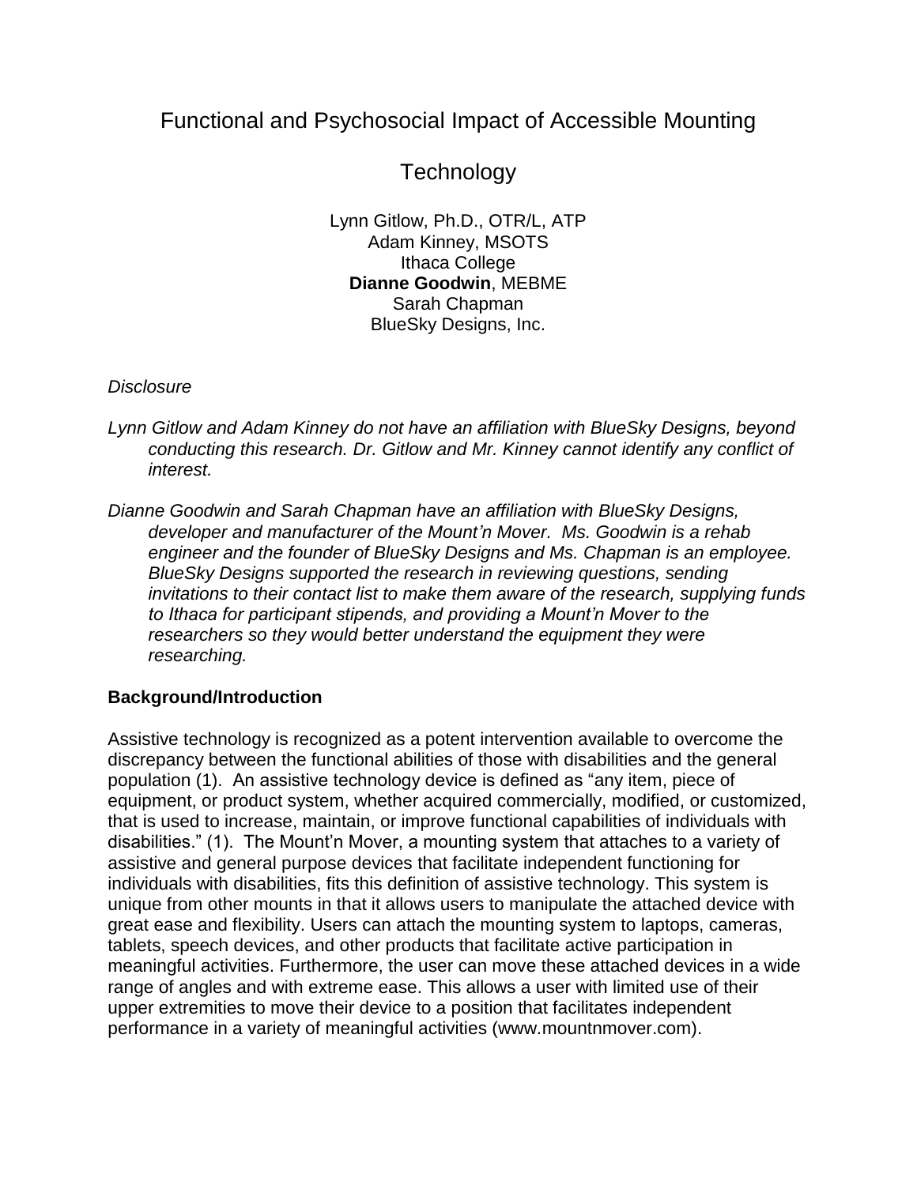# Functional and Psychosocial Impact of Accessible Mounting Technology

Lynn Gitlow, Ph.D., OTR/L, ATP
Adam Kinney, MSOTS
Ithaca College
**Dianne Goodwin**, MEBME
Sarah Chapman
BlueSky Designs, Inc.

*Disclosure*

*Lynn Gitlow and Adam Kinney do not have an affiliation with BlueSky Designs, beyond conducting this research. Dr. Gitlow and Mr. Kinney cannot identify any conflict of interest.*

*Dianne Goodwin and Sarah Chapman have an affiliation with BlueSky Designs, developer and manufacturer of the Mount'n Mover. Ms. Goodwin is a rehab engineer and the founder of BlueSky Designs and Ms. Chapman is an employee. BlueSky Designs supported the research in reviewing questions, sending invitations to their contact list to make them aware of the research, supplying funds to Ithaca for participant stipends, and providing a Mount'n Mover to the researchers so they would better understand the equipment they were researching.*

## Background/Introduction

Assistive technology is recognized as a potent intervention available to overcome the discrepancy between the functional abilities of those with disabilities and the general population (1). An assistive technology device is defined as "any item, piece of equipment, or product system, whether acquired commercially, modified, or customized, that is used to increase, maintain, or improve functional capabilities of individuals with disabilities." (1). The Mount'n Mover, a mounting system that attaches to a variety of assistive and general purpose devices that facilitate independent functioning for individuals with disabilities, fits this definition of assistive technology. This system is unique from other mounts in that it allows users to manipulate the attached device with great ease and flexibility. Users can attach the mounting system to laptops, cameras, tablets, speech devices, and other products that facilitate active participation in meaningful activities. Furthermore, the user can move these attached devices in a wide range of angles and with extreme ease. This allows a user with limited use of their upper extremities to move their device to a position that facilitates independent performance in a variety of meaningful activities (www.mountnmover.com).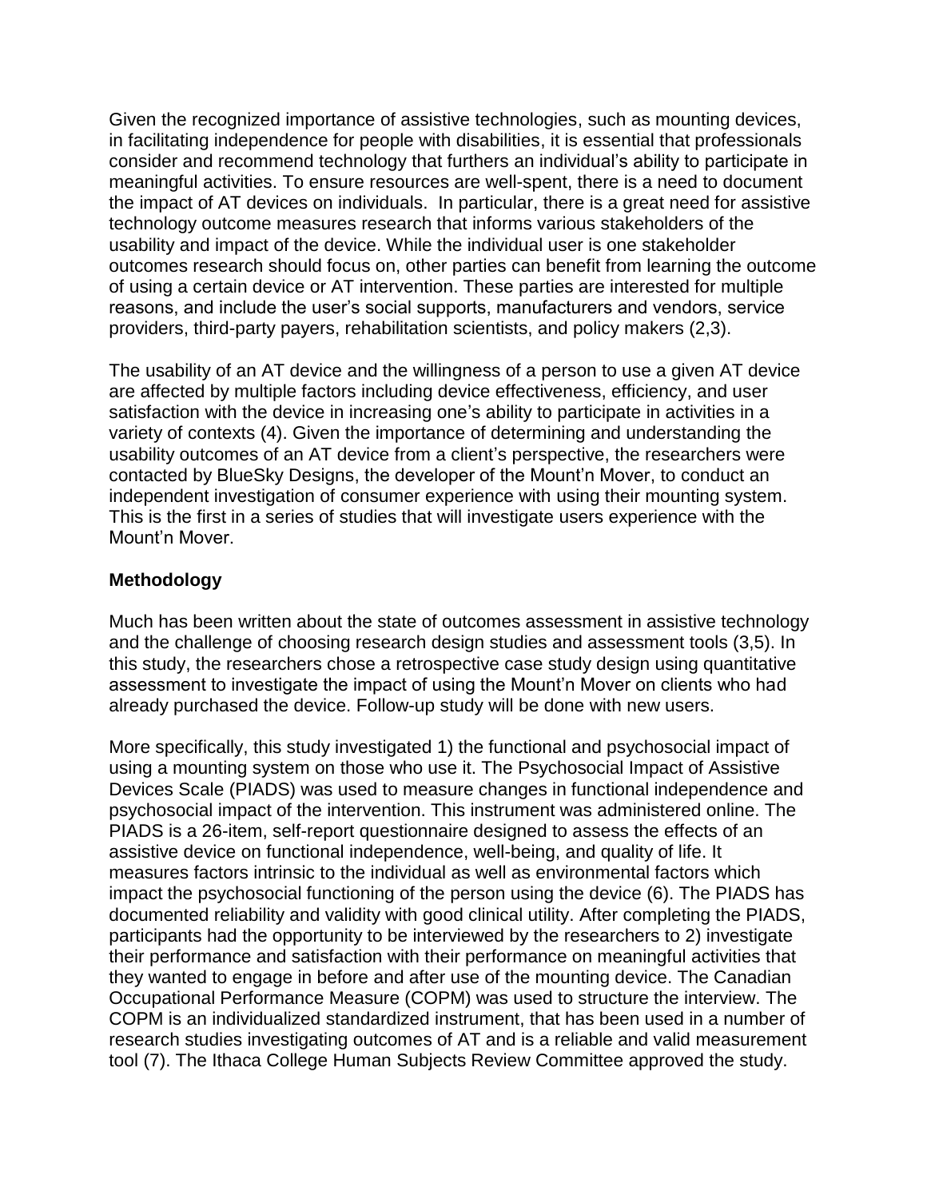Given the recognized importance of assistive technologies, such as mounting devices, in facilitating independence for people with disabilities, it is essential that professionals consider and recommend technology that furthers an individual's ability to participate in meaningful activities. To ensure resources are well-spent, there is a need to document the impact of AT devices on individuals. In particular, there is a great need for assistive technology outcome measures research that informs various stakeholders of the usability and impact of the device. While the individual user is one stakeholder outcomes research should focus on, other parties can benefit from learning the outcome of using a certain device or AT intervention. These parties are interested for multiple reasons, and include the user's social supports, manufacturers and vendors, service providers, third-party payers, rehabilitation scientists, and policy makers (2,3).

The usability of an AT device and the willingness of a person to use a given AT device are affected by multiple factors including device effectiveness, efficiency, and user satisfaction with the device in increasing one's ability to participate in activities in a variety of contexts (4). Given the importance of determining and understanding the usability outcomes of an AT device from a client's perspective, the researchers were contacted by BlueSky Designs, the developer of the Mount'n Mover, to conduct an independent investigation of consumer experience with using their mounting system. This is the first in a series of studies that will investigate users experience with the Mount'n Mover.

**Methodology**

Much has been written about the state of outcomes assessment in assistive technology and the challenge of choosing research design studies and assessment tools (3,5). In this study, the researchers chose a retrospective case study design using quantitative assessment to investigate the impact of using the Mount'n Mover on clients who had already purchased the device. Follow-up study will be done with new users.

More specifically, this study investigated 1) the functional and psychosocial impact of using a mounting system on those who use it. The Psychosocial Impact of Assistive Devices Scale (PIADS) was used to measure changes in functional independence and psychosocial impact of the intervention. This instrument was administered online. The PIADS is a 26-item, self-report questionnaire designed to assess the effects of an assistive device on functional independence, well-being, and quality of life. It measures factors intrinsic to the individual as well as environmental factors which impact the psychosocial functioning of the person using the device (6). The PIADS has documented reliability and validity with good clinical utility. After completing the PIADS, participants had the opportunity to be interviewed by the researchers to 2) investigate their performance and satisfaction with their performance on meaningful activities that they wanted to engage in before and after use of the mounting device. The Canadian Occupational Performance Measure (COPM) was used to structure the interview. The COPM is an individualized standardized instrument, that has been used in a number of research studies investigating outcomes of AT and is a reliable and valid measurement tool (7). The Ithaca College Human Subjects Review Committee approved the study.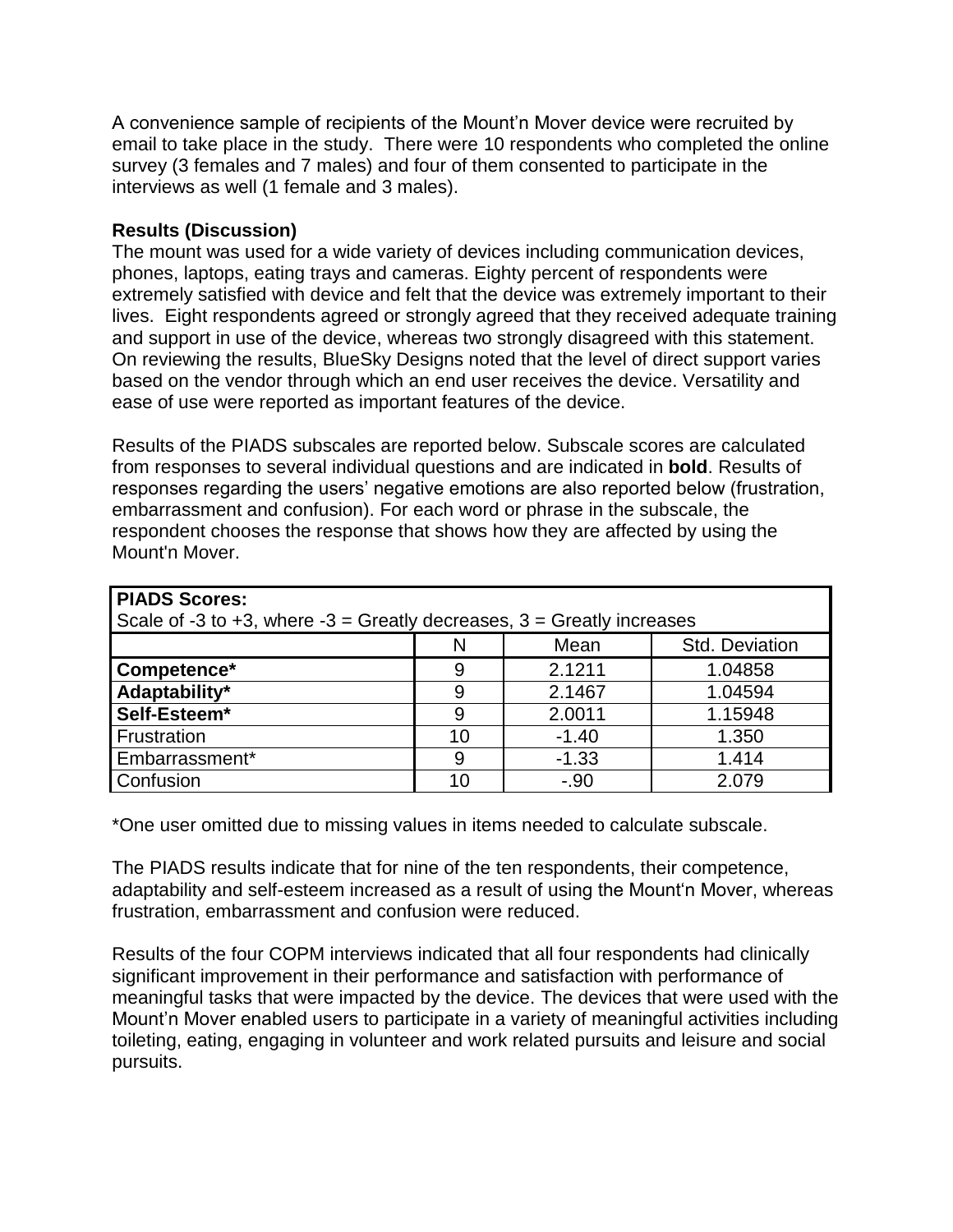A convenience sample of recipients of the Mount'n Mover device were recruited by email to take place in the study. There were 10 respondents who completed the online survey (3 females and 7 males) and four of them consented to participate in the interviews as well (1 female and 3 males).

**Results (Discussion)**
The mount was used for a wide variety of devices including communication devices, phones, laptops, eating trays and cameras. Eighty percent of respondents were extremely satisfied with device and felt that the device was extremely important to their lives. Eight respondents agreed or strongly agreed that they received adequate training and support in use of the device, whereas two strongly disagreed with this statement. On reviewing the results, BlueSky Designs noted that the level of direct support varies based on the vendor through which an end user receives the device. Versatility and ease of use were reported as important features of the device.

Results of the PIADS subscales are reported below. Subscale scores are calculated from responses to several individual questions and are indicated in **bold**. Results of responses regarding the users' negative emotions are also reported below (frustration, embarrassment and confusion). For each word or phrase in the subscale, the respondent chooses the response that shows how they are affected by using the Mount'n Mover.

| **PIADS Scores:** Scale of -3 to +3, where -3 = Greatly decreases, 3 = Greatly increases | | | |
|---|---|---|---|
| | N | Mean | Std. Deviation |
| **Competence*** | 9 | 2.1211 | 1.04858 |
| **Adaptability*** | 9 | 2.1467 | 1.04594 |
| **Self-Esteem*** | 9 | 2.0011 | 1.15948 |
| Frustration | 10 | -1.40 | 1.350 |
| Embarrassment* | 9 | -1.33 | 1.414 |
| Confusion | 10 | -.90 | 2.079 |

*One user omitted due to missing values in items needed to calculate subscale.

The PIADS results indicate that for nine of the ten respondents, their competence, adaptability and self-esteem increased as a result of using the Mount'n Mover, whereas frustration, embarrassment and confusion were reduced.

Results of the four COPM interviews indicated that all four respondents had clinically significant improvement in their performance and satisfaction with performance of meaningful tasks that were impacted by the device. The devices that were used with the Mount'n Mover enabled users to participate in a variety of meaningful activities including toileting, eating, engaging in volunteer and work related pursuits and leisure and social pursuits.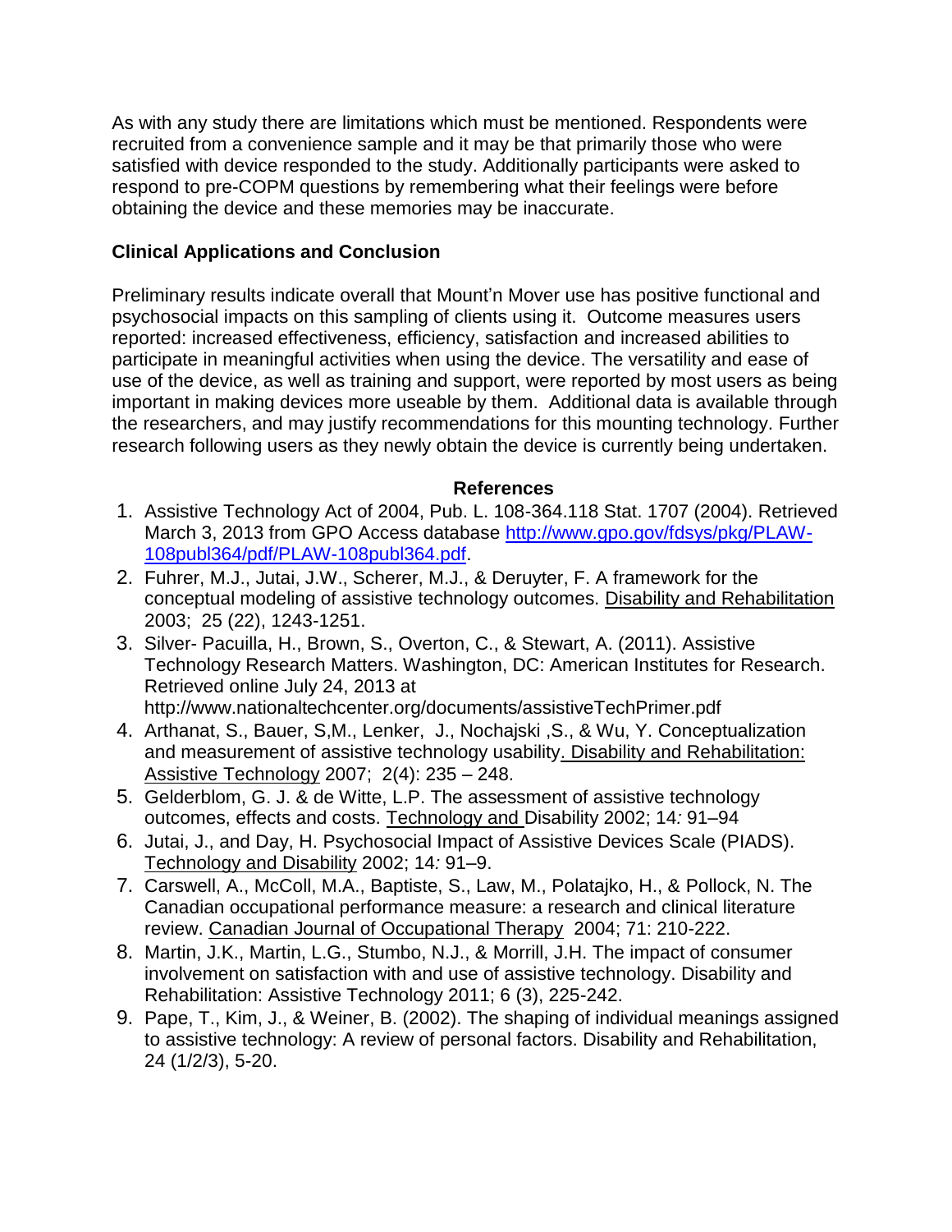As with any study there are limitations which must be mentioned. Respondents were recruited from a convenience sample and it may be that primarily those who were satisfied with device responded to the study. Additionally participants were asked to respond to pre-COPM questions by remembering what their feelings were before obtaining the device and these memories may be inaccurate.

**Clinical Applications and Conclusion**

Preliminary results indicate overall that Mount'n Mover use has positive functional and psychosocial impacts on this sampling of clients using it. Outcome measures users reported: increased effectiveness, efficiency, satisfaction and increased abilities to participate in meaningful activities when using the device. The versatility and ease of use of the device, as well as training and support, were reported by most users as being important in making devices more useable by them. Additional data is available through the researchers, and may justify recommendations for this mounting technology. Further research following users as they newly obtain the device is currently being undertaken.

**References**

1. Assistive Technology Act of 2004, Pub. L. 108-364.118 Stat. 1707 (2004). Retrieved March 3, 2013 from GPO Access database http://www.gpo.gov/fdsys/pkg/PLAW-108publ364/pdf/PLAW-108publ364.pdf.
2. Fuhrer, M.J., Jutai, J.W., Scherer, M.J., & Deruyter, F. A framework for the conceptual modeling of assistive technology outcomes. Disability and Rehabilitation 2003; 25 (22), 1243-1251.
3. Silver- Pacuilla, H., Brown, S., Overton, C., & Stewart, A. (2011). Assistive Technology Research Matters. Washington, DC: American Institutes for Research. Retrieved online July 24, 2013 at http://www.nationaltechcenter.org/documents/assistiveTechPrimer.pdf
4. Arthanat, S., Bauer, S,M., Lenker, J., Nochajski ,S., & Wu, Y. Conceptualization and measurement of assistive technology usability. Disability and Rehabilitation: Assistive Technology 2007; 2(4): 235 – 248.
5. Gelderblom, G. J. & de Witte, L.P. The assessment of assistive technology outcomes, effects and costs. Technology and Disability 2002; 14*:* 91–94
6. Jutai, J., and Day, H. Psychosocial Impact of Assistive Devices Scale (PIADS). Technology and Disability 2002; 14*:* 91–9.
7. Carswell, A., McColl, M.A., Baptiste, S., Law, M., Polatajko, H., & Pollock, N. The Canadian occupational performance measure: a research and clinical literature review. Canadian Journal of Occupational Therapy 2004; 71: 210-222.
8. Martin, J.K., Martin, L.G., Stumbo, N.J., & Morrill, J.H. The impact of consumer involvement on satisfaction with and use of assistive technology. Disability and Rehabilitation: Assistive Technology 2011; 6 (3), 225-242.
9. Pape, T., Kim, J., & Weiner, B. (2002). The shaping of individual meanings assigned to assistive technology: A review of personal factors. Disability and Rehabilitation, 24 (1/2/3), 5-20.